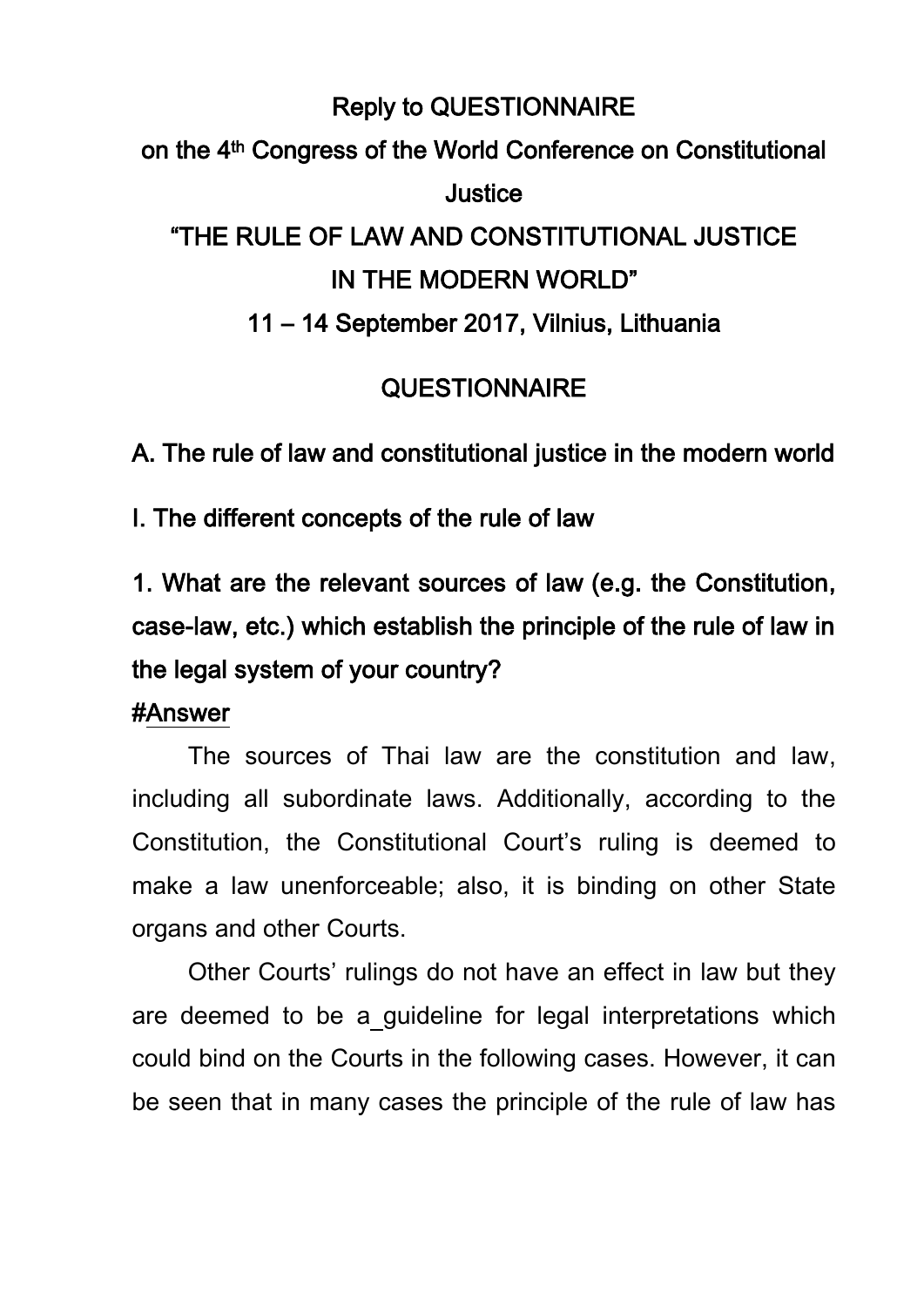# Reply to QUESTIONNAIRE

## on the 4th Congress of the World Conference on Constitutional Justice

## "THE RULE OF LAW AND CONSTITUTIONAL JUSTICE IN THE MODERN WORLD"

## 11 – 14 September 2017, Vilnius, Lithuania

## QUESTIONNAIRE

### A. The rule of law and constitutional justice in the modern world

### I. The different concepts of the rule of law

**1. What are the relevant sources of law (e.g. the Constitution, case-law, etc.) which establish the principle of the rule of law in the legal system of your country?**

#Answer

The sources of Thai law are the constitution and law, including all subordinate laws. Additionally, according to the Constitution, the Constitutional Court's ruling is deemed to make a law unenforceable; also, it is binding on other State organs and other Courts.

Other Courts' rulings do not have an effect in law but they are deemed to be a_guideline for legal interpretations which could bind on the Courts in the following cases. However, it can be seen that in many cases the principle of the rule of law has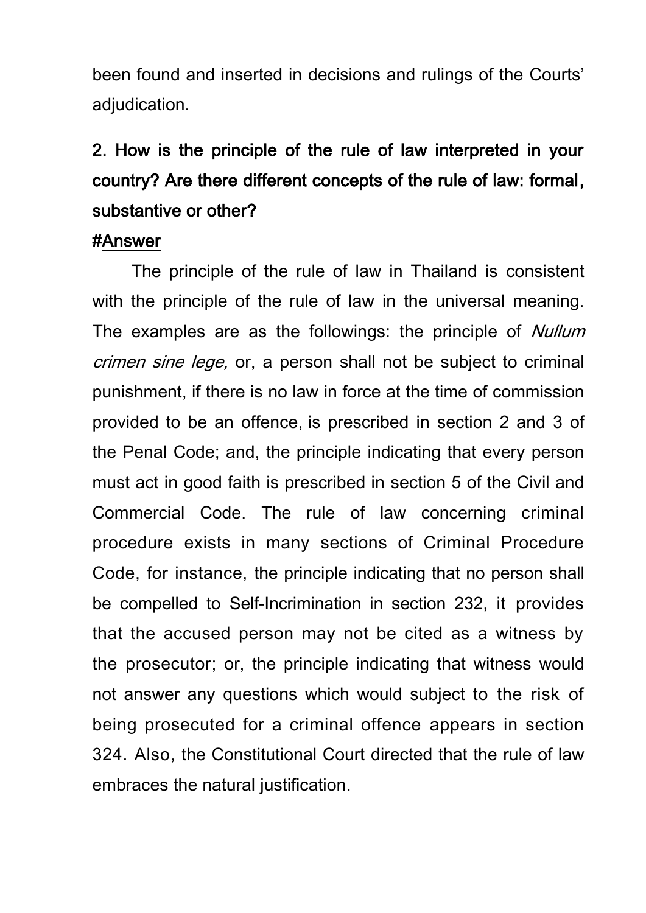been found and inserted in decisions and rulings of the Courts' adjudication.

**2. How is the principle of the rule of law interpreted in your country? Are there different concepts of the rule of law: formal, substantive or other?**

**#Answer**

The principle of the rule of law in Thailand is consistent with the principle of the rule of law in the universal meaning. The examples are as the followings: the principle of *Nullum crimen sine lege,* or, a person shall not be subject to criminal punishment, if there is no law in force at the time of commission provided to be an offence, is prescribed in section 2 and 3 of the Penal Code; and, the principle indicating that every person must act in good faith is prescribed in section 5 of the Civil and Commercial Code. The rule of law concerning criminal procedure exists in many sections of Criminal Procedure Code, for instance, the principle indicating that no person shall be compelled to Self-Incrimination in section 232, it provides that the accused person may not be cited as a witness by the prosecutor; or, the principle indicating that witness would not answer any questions which would subject to the risk of being prosecuted for a criminal offence appears in section 324. Also, the Constitutional Court directed that the rule of law embraces the natural justification.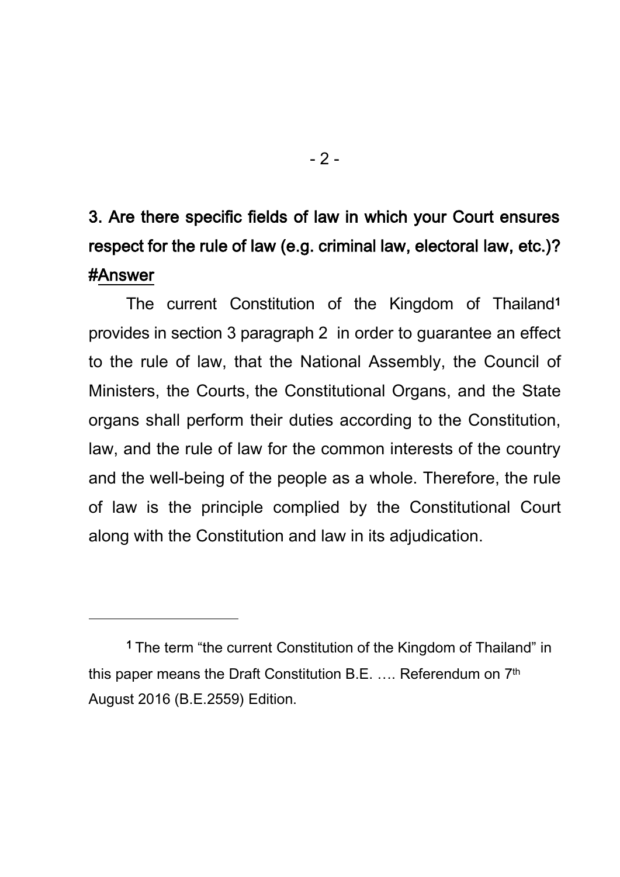**3. Are there specific fields of law in which your Court ensures respect for the rule of law (e.g. criminal law, electoral law, etc.)?**

#Answer

The current Constitution of the Kingdom of Thailand[1] provides in section 3 paragraph 2 in order to guarantee an effect to the rule of law, that the National Assembly, the Council of Ministers, the Courts, the Constitutional Organs, and the State organs shall perform their duties according to the Constitution, law, and the rule of law for the common interests of the country and the well-being of the people as a whole. Therefore, the rule of law is the principle complied by the Constitutional Court along with the Constitution and law in its adjudication.

---

[1] The term "the current Constitution of the Kingdom of Thailand" in this paper means the Draft Constitution B.E. …. Referendum on 7th August 2016 (B.E.2559) Edition.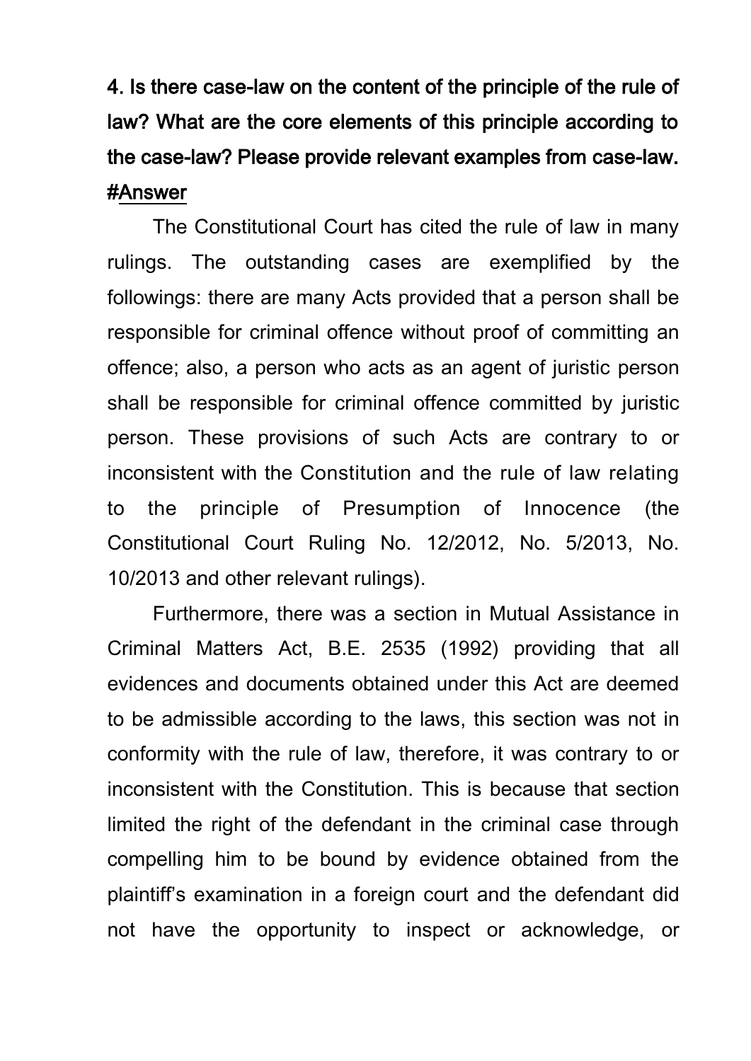**4. Is there case-law on the content of the principle of the rule of law? What are the core elements of this principle according to the case-law? Please provide relevant examples from case-law.**

**#Answer**

The Constitutional Court has cited the rule of law in many rulings. The outstanding cases are exemplified by the followings: there are many Acts provided that a person shall be responsible for criminal offence without proof of committing an offence; also, a person who acts as an agent of juristic person shall be responsible for criminal offence committed by juristic person. These provisions of such Acts are contrary to or inconsistent with the Constitution and the rule of law relating to the principle of Presumption of Innocence (the Constitutional Court Ruling No. 12/2012, No. 5/2013, No. 10/2013 and other relevant rulings).

Furthermore, there was a section in Mutual Assistance in Criminal Matters Act, B.E. 2535 (1992) providing that all evidences and documents obtained under this Act are deemed to be admissible according to the laws, this section was not in conformity with the rule of law, therefore, it was contrary to or inconsistent with the Constitution. This is because that section limited the right of the defendant in the criminal case through compelling him to be bound by evidence obtained from the plaintiff's examination in a foreign court and the defendant did not have the opportunity to inspect or acknowledge, or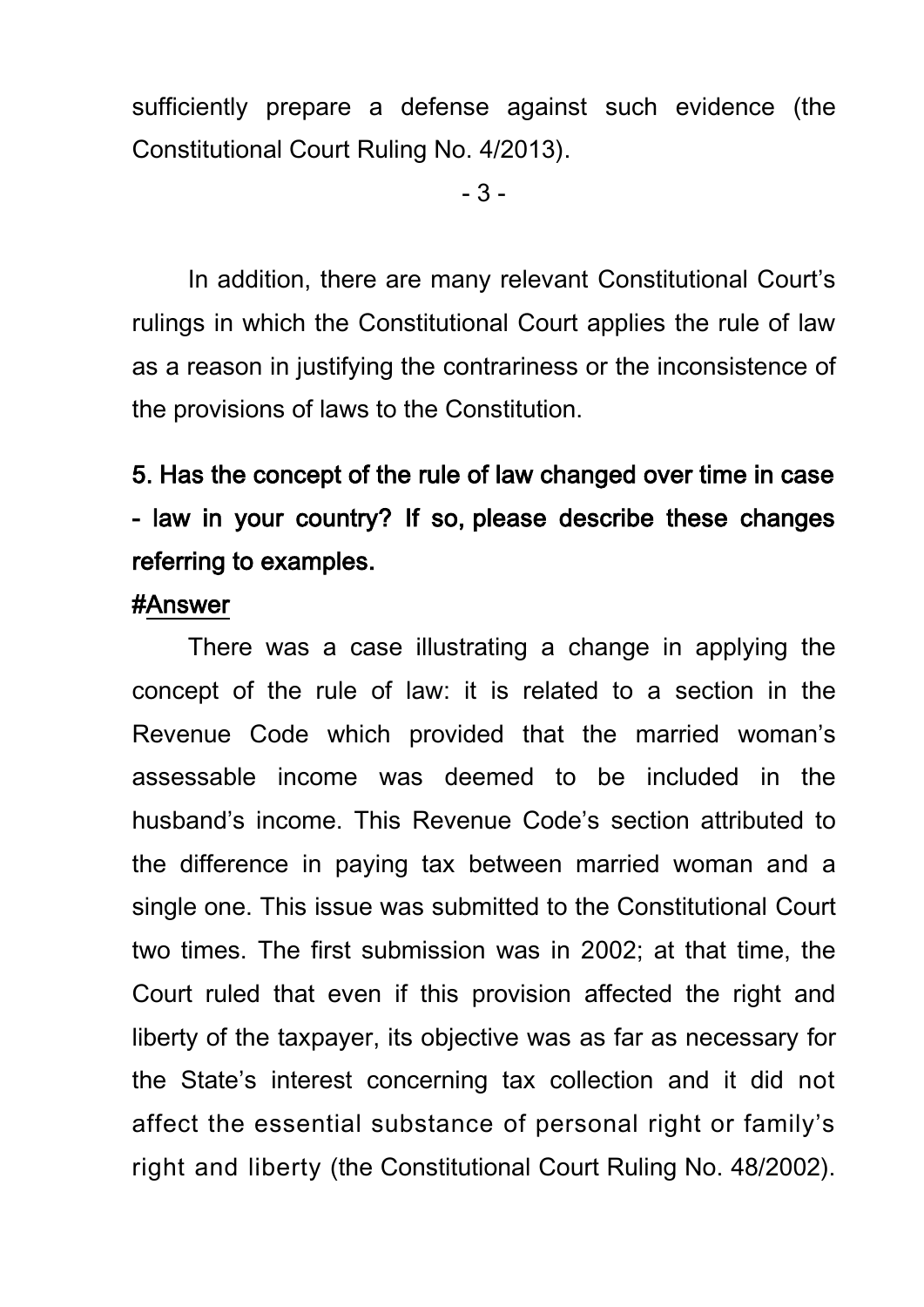sufficiently prepare a defense against such evidence (the Constitutional Court Ruling No. 4/2013).

In addition, there are many relevant Constitutional Court's rulings in which the Constitutional Court applies the rule of law as a reason in justifying the contrariness or the inconsistence of the provisions of laws to the Constitution.

**5. Has the concept of the rule of law changed over time in case - law in your country? If so, please describe these changes referring to examples.**

**#Answer**

There was a case illustrating a change in applying the concept of the rule of law: it is related to a section in the Revenue Code which provided that the married woman's assessable income was deemed to be included in the husband's income. This Revenue Code's section attributed to the difference in paying tax between married woman and a single one. This issue was submitted to the Constitutional Court two times. The first submission was in 2002; at that time, the Court ruled that even if this provision affected the right and liberty of the taxpayer, its objective was as far as necessary for the State's interest concerning tax collection and it did not affect the essential substance of personal right or family's right and liberty (the Constitutional Court Ruling No. 48/2002).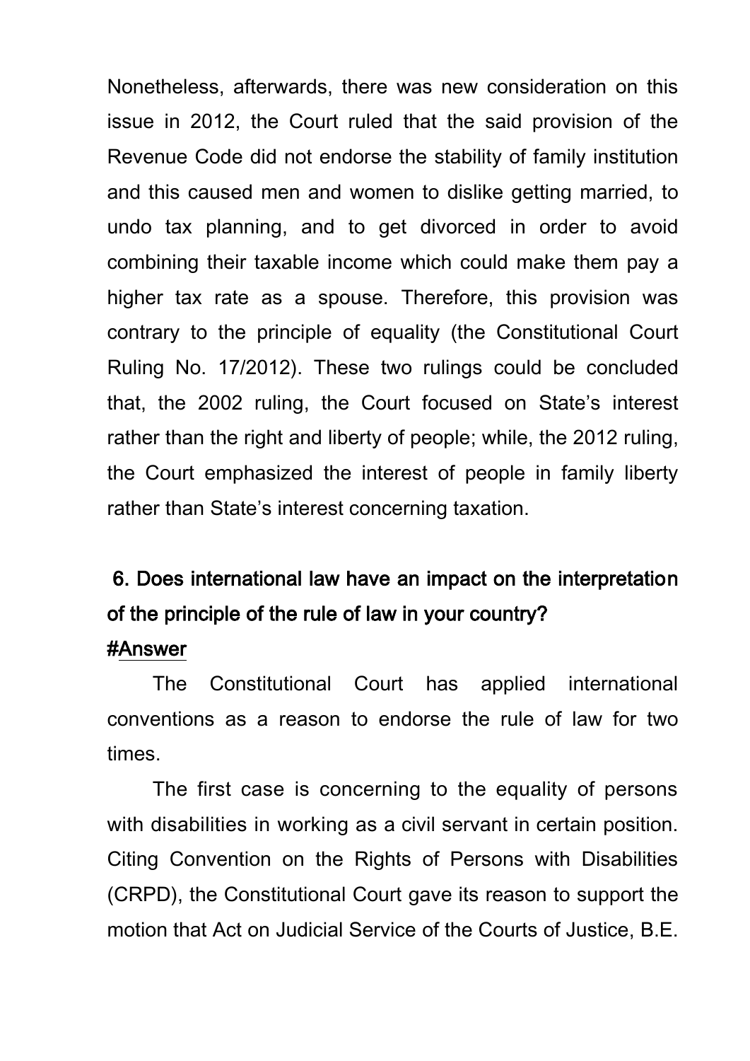Nonetheless, afterwards, there was new consideration on this issue in 2012, the Court ruled that the said provision of the Revenue Code did not endorse the stability of family institution and this caused men and women to dislike getting married, to undo tax planning, and to get divorced in order to avoid combining their taxable income which could make them pay a higher tax rate as a spouse. Therefore, this provision was contrary to the principle of equality (the Constitutional Court Ruling No. 17/2012). These two rulings could be concluded that, the 2002 ruling, the Court focused on State's interest rather than the right and liberty of people; while, the 2012 ruling, the Court emphasized the interest of people in family liberty rather than State's interest concerning taxation.

### 6. Does international law have an impact on the interpretation of the principle of the rule of law in your country?

#Answer

The Constitutional Court has applied international conventions as a reason to endorse the rule of law for two times.

The first case is concerning to the equality of persons with disabilities in working as a civil servant in certain position. Citing Convention on the Rights of Persons with Disabilities (CRPD), the Constitutional Court gave its reason to support the motion that Act on Judicial Service of the Courts of Justice, B.E.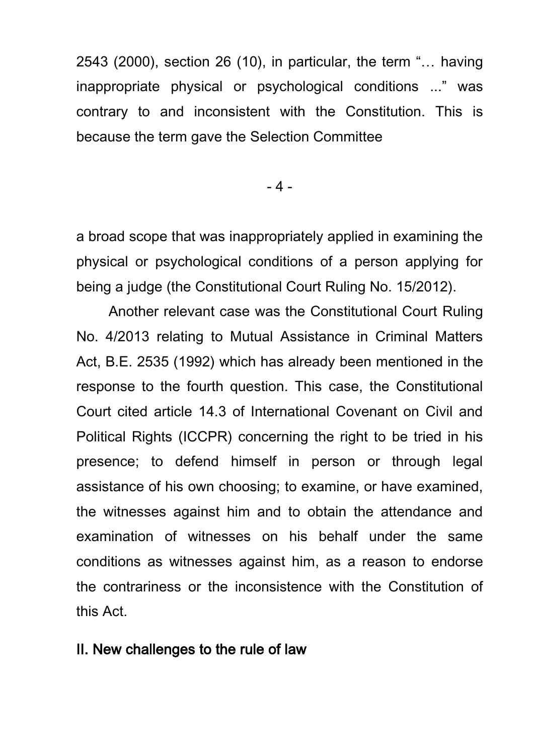2543 (2000), section 26 (10), in particular, the term "… having inappropriate physical or psychological conditions ..." was contrary to and inconsistent with the Constitution. This is because the term gave the Selection Committee

a broad scope that was inappropriately applied in examining the physical or psychological conditions of a person applying for being a judge (the Constitutional Court Ruling No. 15/2012).

Another relevant case was the Constitutional Court Ruling No. 4/2013 relating to Mutual Assistance in Criminal Matters Act, B.E. 2535 (1992) which has already been mentioned in the response to the fourth question. This case, the Constitutional Court cited article 14.3 of International Covenant on Civil and Political Rights (ICCPR) concerning the right to be tried in his presence; to defend himself in person or through legal assistance of his own choosing; to examine, or have examined, the witnesses against him and to obtain the attendance and examination of witnesses on his behalf under the same conditions as witnesses against him, as a reason to endorse the contrariness or the inconsistence with the Constitution of this Act.

## II. New challenges to the rule of law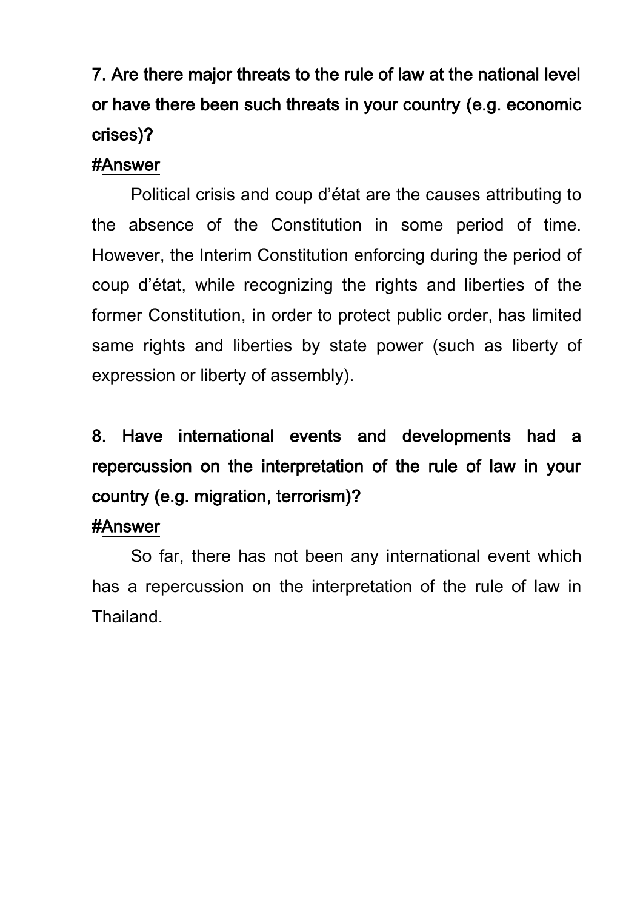**7. Are there major threats to the rule of law at the national level or have there been such threats in your country (e.g. economic crises)?**

#Answer

Political crisis and coup d'état are the causes attributing to the absence of the Constitution in some period of time. However, the Interim Constitution enforcing during the period of coup d'état, while recognizing the rights and liberties of the former Constitution, in order to protect public order, has limited same rights and liberties by state power (such as liberty of expression or liberty of assembly).

**8. Have international events and developments had a repercussion on the interpretation of the rule of law in your country (e.g. migration, terrorism)?**

#Answer

So far, there has not been any international event which has a repercussion on the interpretation of the rule of law in Thailand.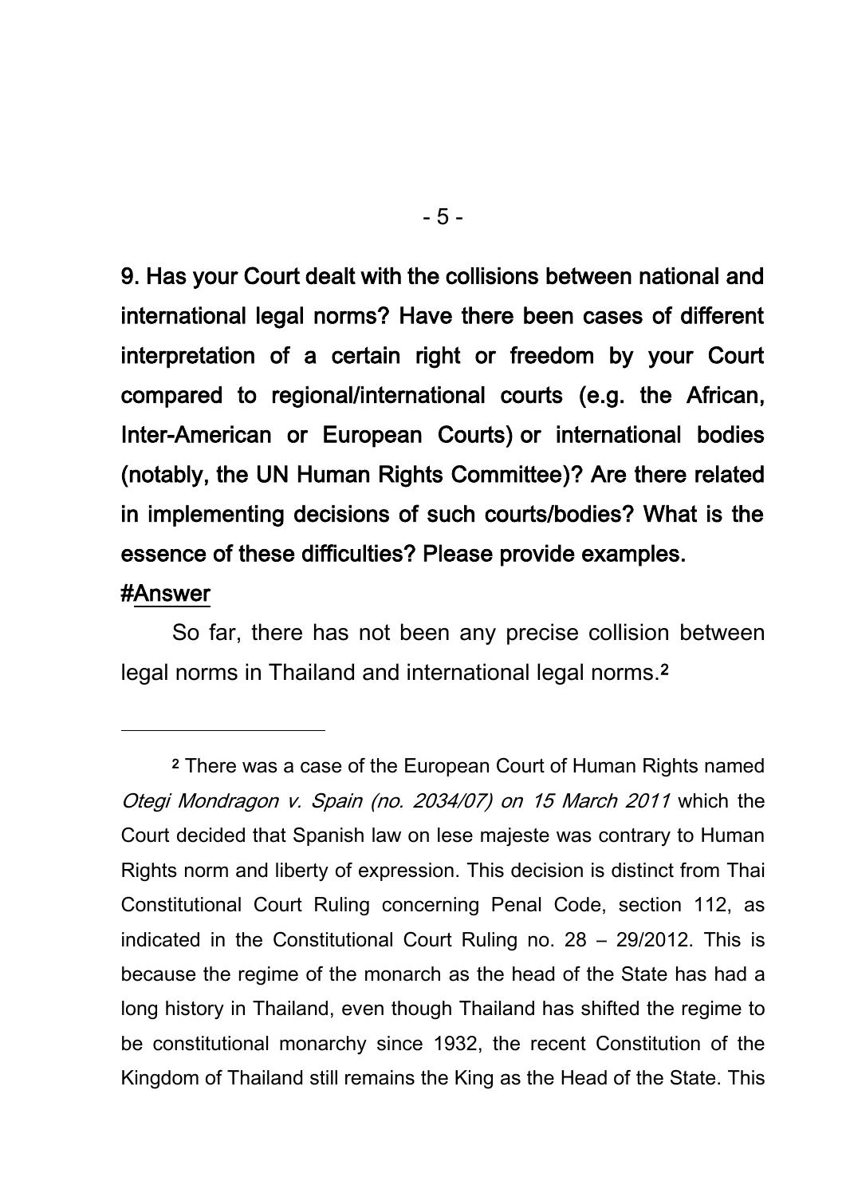**9. Has your Court dealt with the collisions between national and international legal norms? Have there been cases of different interpretation of a certain right or freedom by your Court compared to regional/international courts (e.g. the African, Inter-American or European Courts) or international bodies (notably, the UN Human Rights Committee)? Are there related in implementing decisions of such courts/bodies? What is the essence of these difficulties? Please provide examples.**

#Answer

So far, there has not been any precise collision between legal norms in Thailand and international legal norms.[2]

---

[2] There was a case of the European Court of Human Rights named *Otegi Mondragon v. Spain (no. 2034/07) on 15 March 2011* which the Court decided that Spanish law on lese majeste was contrary to Human Rights norm and liberty of expression. This decision is distinct from Thai Constitutional Court Ruling concerning Penal Code, section 112, as indicated in the Constitutional Court Ruling no. 28 – 29/2012. This is because the regime of the monarch as the head of the State has had a long history in Thailand, even though Thailand has shifted the regime to be constitutional monarchy since 1932, the recent Constitution of the Kingdom of Thailand still remains the King as the Head of the State. This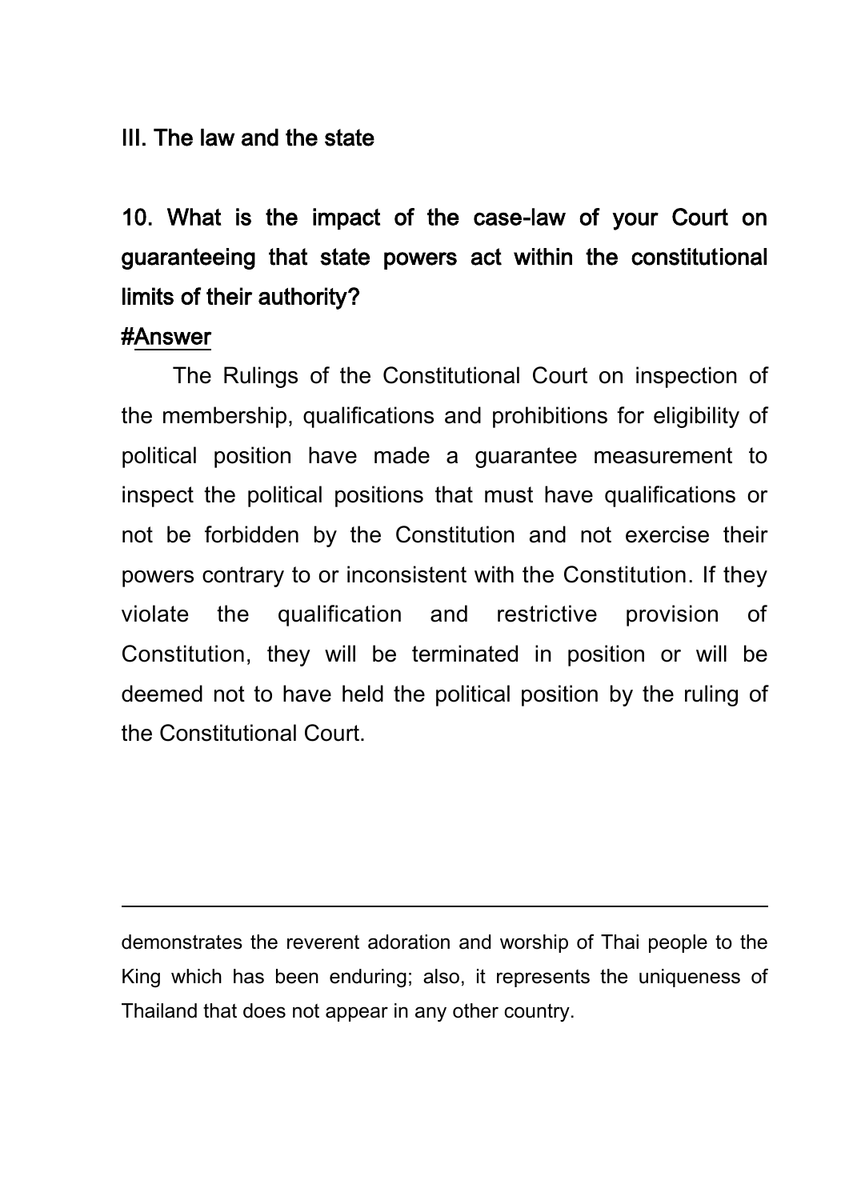## III. The law and the state

### 10. What is the impact of the case-law of your Court on guaranteeing that state powers act within the constitutional limits of their authority?

#Answer

The Rulings of the Constitutional Court on inspection of the membership, qualifications and prohibitions for eligibility of political position have made a guarantee measurement to inspect the political positions that must have qualifications or not be forbidden by the Constitution and not exercise their powers contrary to or inconsistent with the Constitution. If they violate the qualification and restrictive provision of Constitution, they will be terminated in position or will be deemed not to have held the political position by the ruling of the Constitutional Court.

---

demonstrates the reverent adoration and worship of Thai people to the King which has been enduring; also, it represents the uniqueness of Thailand that does not appear in any other country.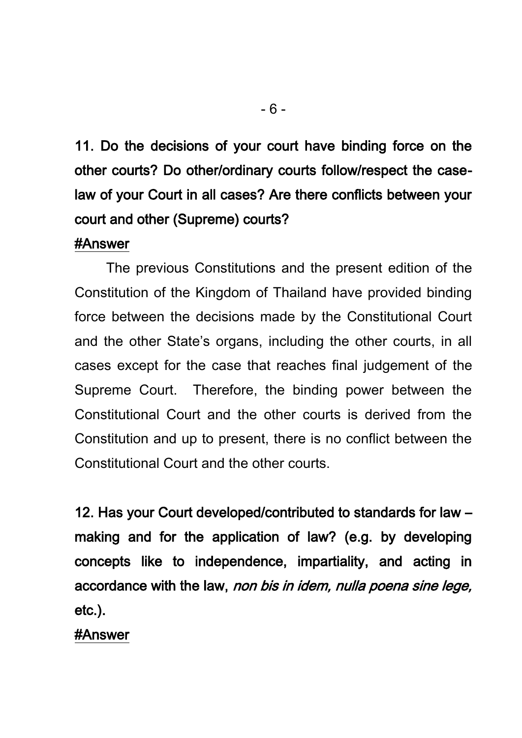**11. Do the decisions of your court have binding force on the other courts? Do other/ordinary courts follow/respect the case-law of your Court in all cases? Are there conflicts between your court and other (Supreme) courts?**

**#Answer**

The previous Constitutions and the present edition of the Constitution of the Kingdom of Thailand have provided binding force between the decisions made by the Constitutional Court and the other State's organs, including the other courts, in all cases except for the case that reaches final judgement of the Supreme Court. Therefore, the binding power between the Constitutional Court and the other courts is derived from the Constitution and up to present, there is no conflict between the Constitutional Court and the other courts.

**12. Has your Court developed/contributed to standards for law – making and for the application of law? (e.g. by developing concepts like to independence, impartiality, and acting in accordance with the law, *non bis in idem, nulla poena sine lege,* etc.).**

**#Answer**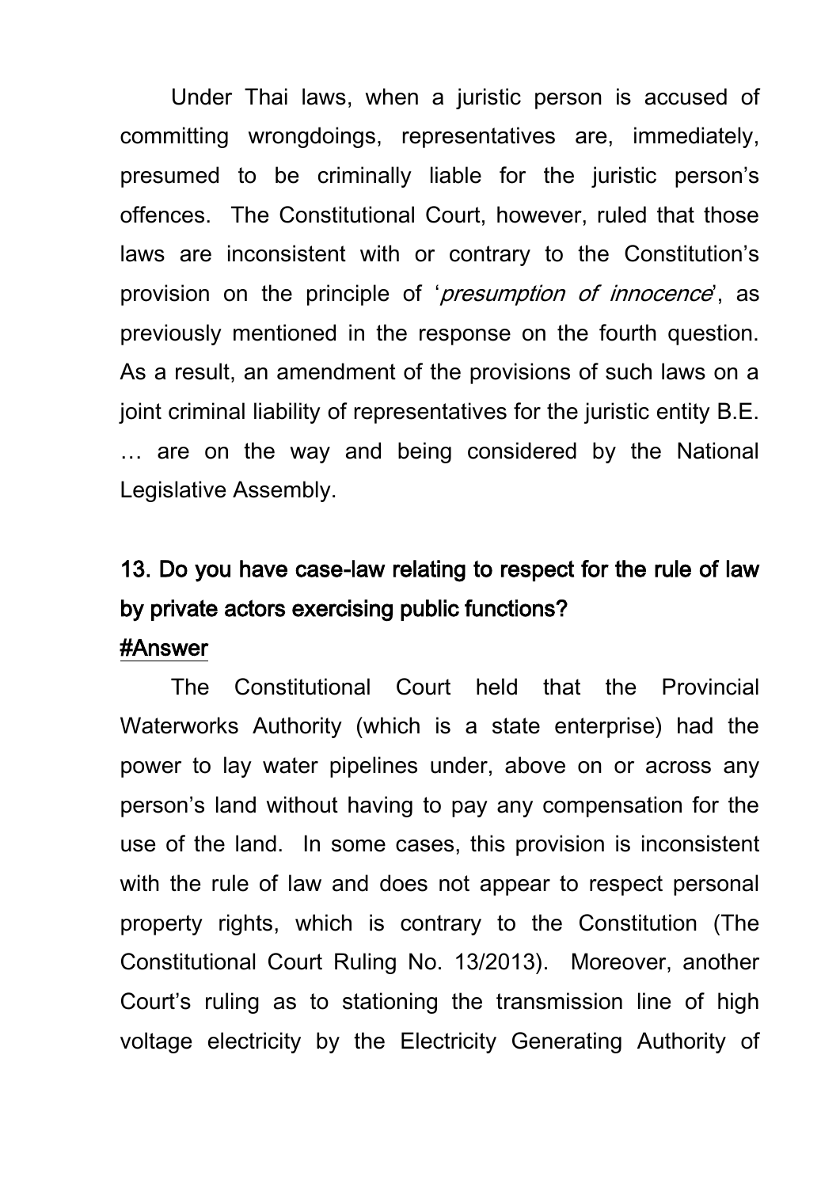Under Thai laws, when a juristic person is accused of committing wrongdoings, representatives are, immediately, presumed to be criminally liable for the juristic person's offences. The Constitutional Court, however, ruled that those laws are inconsistent with or contrary to the Constitution's provision on the principle of '*presumption of innocence*', as previously mentioned in the response on the fourth question. As a result, an amendment of the provisions of such laws on a joint criminal liability of representatives for the juristic entity B.E. … are on the way and being considered by the National Legislative Assembly.

## 13. Do you have case-law relating to respect for the rule of law by private actors exercising public functions?

#Answer

The Constitutional Court held that the Provincial Waterworks Authority (which is a state enterprise) had the power to lay water pipelines under, above on or across any person's land without having to pay any compensation for the use of the land. In some cases, this provision is inconsistent with the rule of law and does not appear to respect personal property rights, which is contrary to the Constitution (The Constitutional Court Ruling No. 13/2013). Moreover, another Court's ruling as to stationing the transmission line of high voltage electricity by the Electricity Generating Authority of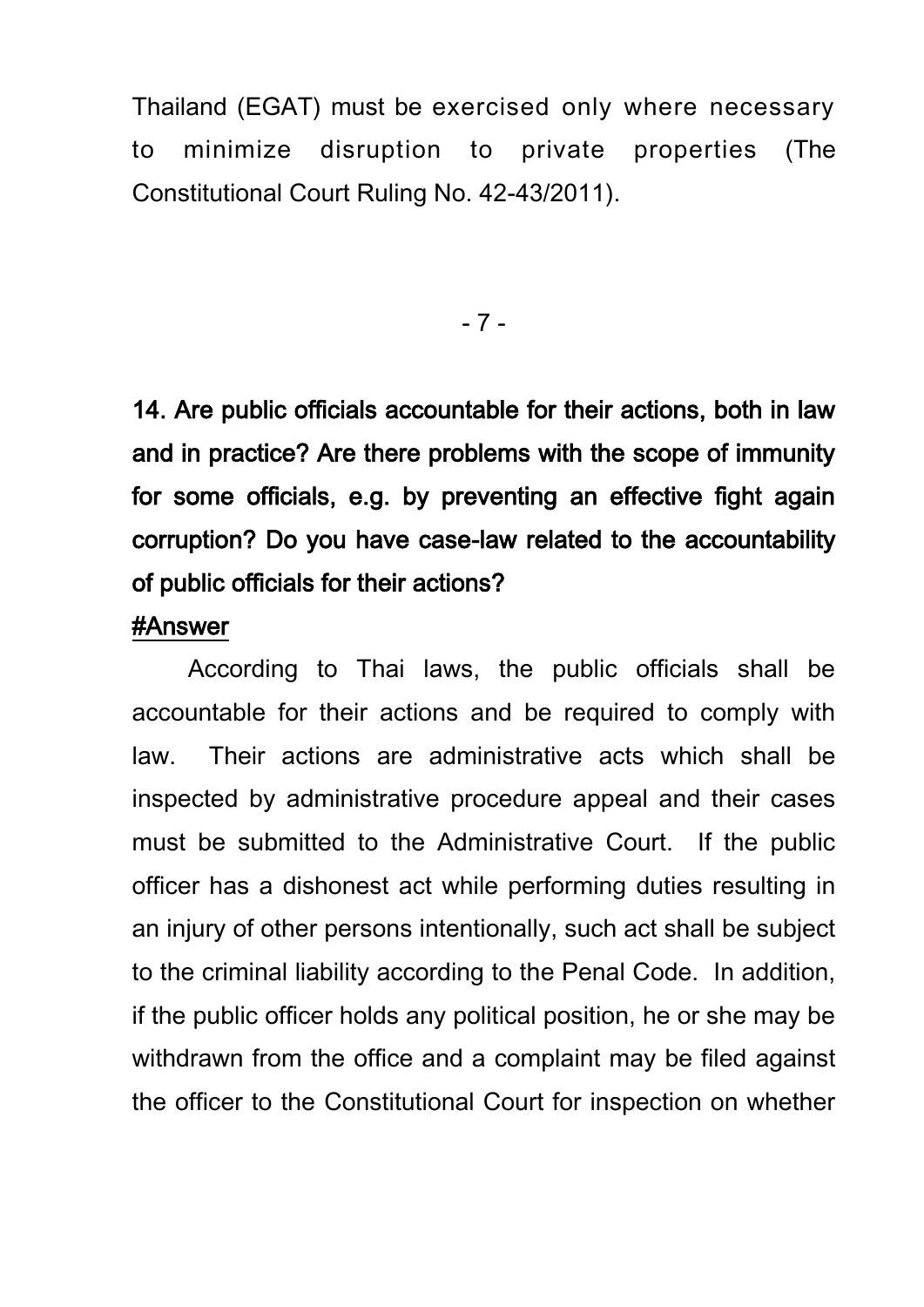Thailand (EGAT) must be exercised only where necessary to minimize disruption to private properties (The Constitutional Court Ruling No. 42-43/2011).

**14. Are public officials accountable for their actions, both in law and in practice? Are there problems with the scope of immunity for some officials, e.g. by preventing an effective fight again corruption? Do you have case-law related to the accountability of public officials for their actions?**

**#Answer**

According to Thai laws, the public officials shall be accountable for their actions and be required to comply with law. Their actions are administrative acts which shall be inspected by administrative procedure appeal and their cases must be submitted to the Administrative Court. If the public officer has a dishonest act while performing duties resulting in an injury of other persons intentionally, such act shall be subject to the criminal liability according to the Penal Code. In addition, if the public officer holds any political position, he or she may be withdrawn from the office and a complaint may be filed against the officer to the Constitutional Court for inspection on whether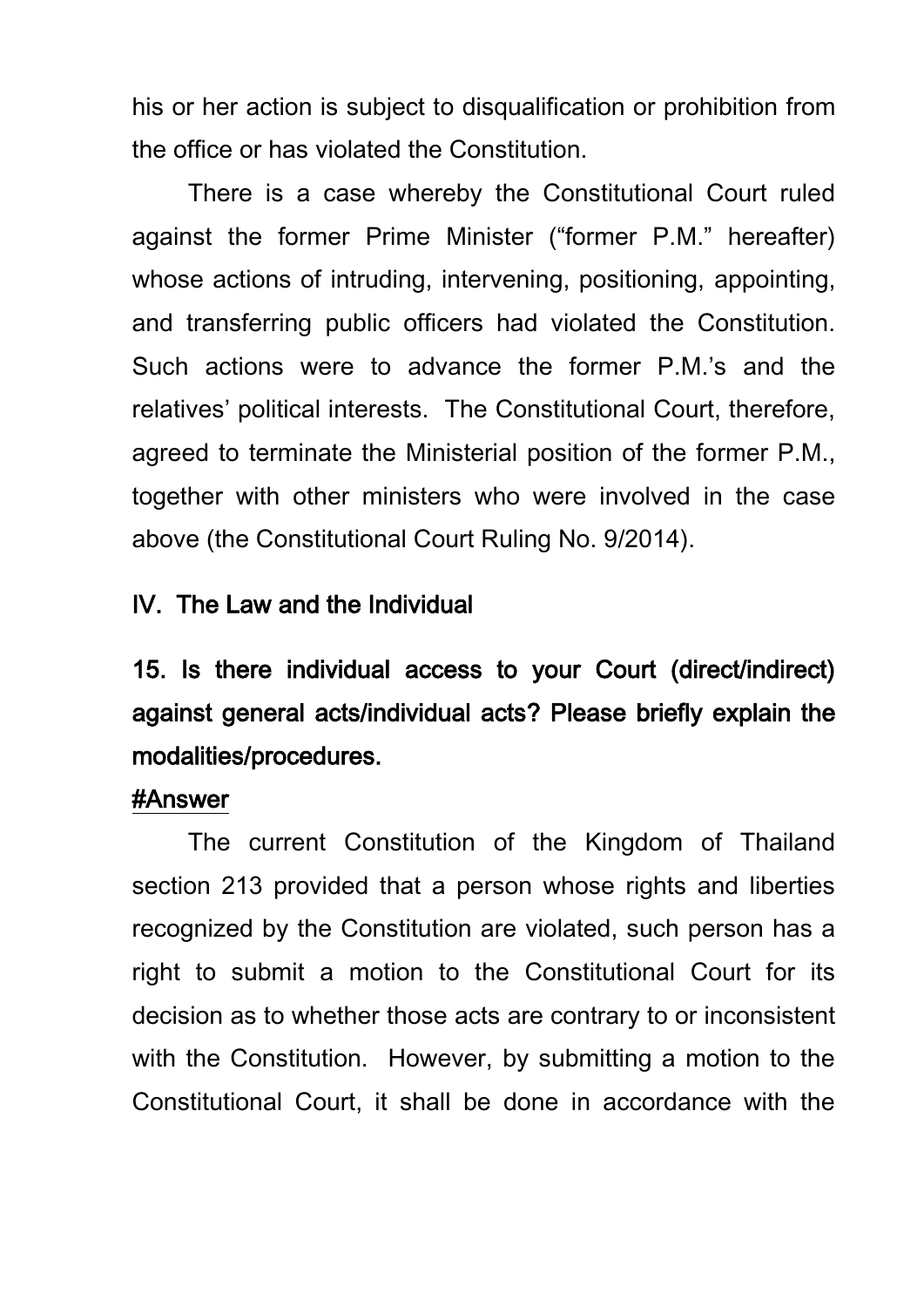his or her action is subject to disqualification or prohibition from the office or has violated the Constitution.

There is a case whereby the Constitutional Court ruled against the former Prime Minister ("former P.M." hereafter) whose actions of intruding, intervening, positioning, appointing, and transferring public officers had violated the Constitution. Such actions were to advance the former P.M.'s and the relatives' political interests. The Constitutional Court, therefore, agreed to terminate the Ministerial position of the former P.M., together with other ministers who were involved in the case above (the Constitutional Court Ruling No. 9/2014).

## IV. The Law and the Individual

### 15. Is there individual access to your Court (direct/indirect) against general acts/individual acts? Please briefly explain the modalities/procedures.

**#Answer**

The current Constitution of the Kingdom of Thailand section 213 provided that a person whose rights and liberties recognized by the Constitution are violated, such person has a right to submit a motion to the Constitutional Court for its decision as to whether those acts are contrary to or inconsistent with the Constitution. However, by submitting a motion to the Constitutional Court, it shall be done in accordance with the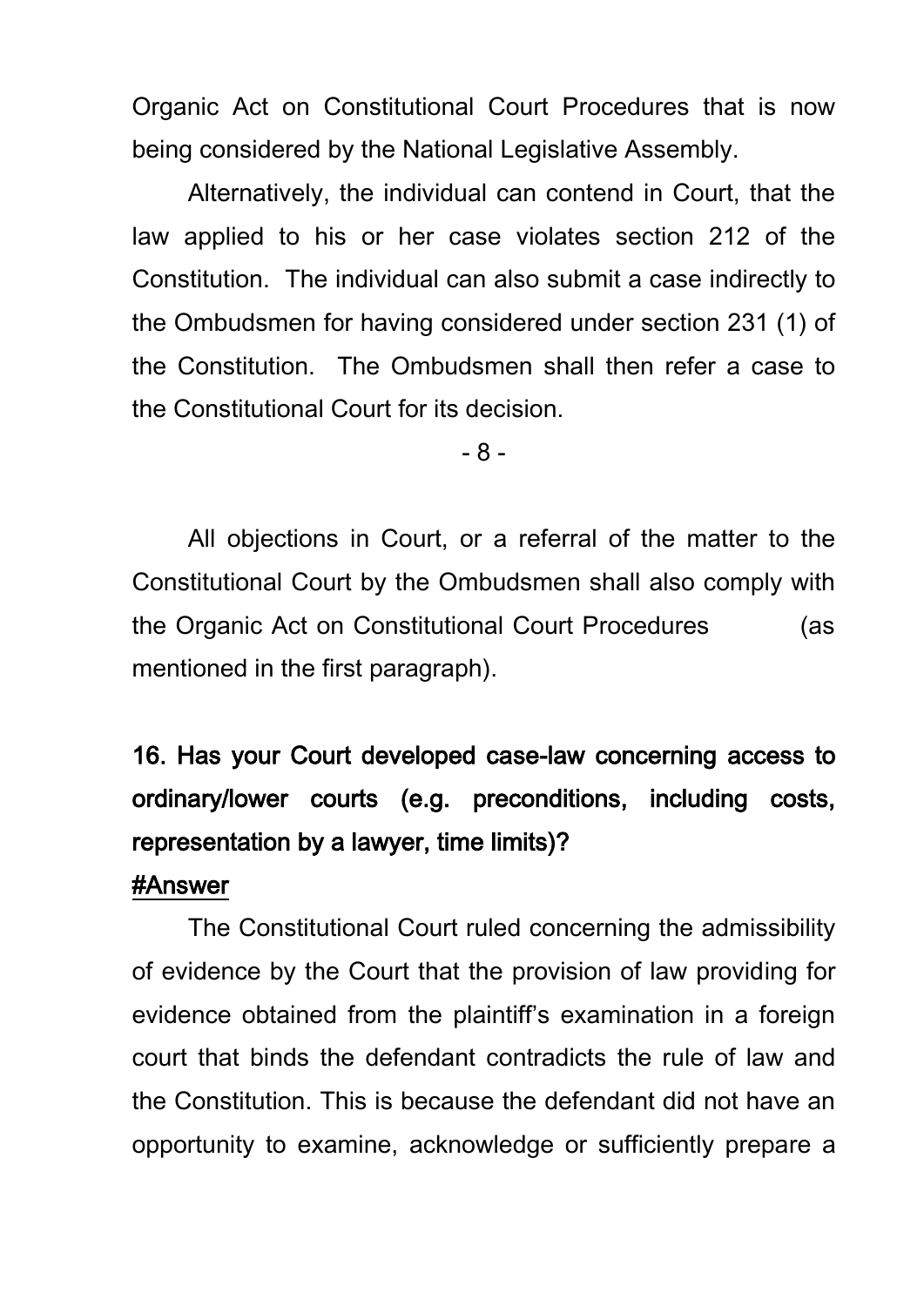Organic Act on Constitutional Court Procedures that is now being considered by the National Legislative Assembly.

Alternatively, the individual can contend in Court, that the law applied to his or her case violates section 212 of the Constitution. The individual can also submit a case indirectly to the Ombudsmen for having considered under section 231 (1) of the Constitution. The Ombudsmen shall then refer a case to the Constitutional Court for its decision.

All objections in Court, or a referral of the matter to the Constitutional Court by the Ombudsmen shall also comply with the Organic Act on Constitutional Court Procedures (as mentioned in the first paragraph).

**16. Has your Court developed case-law concerning access to ordinary/lower courts (e.g. preconditions, including costs, representation by a lawyer, time limits)?**

**#Answer**

The Constitutional Court ruled concerning the admissibility of evidence by the Court that the provision of law providing for evidence obtained from the plaintiff's examination in a foreign court that binds the defendant contradicts the rule of law and the Constitution. This is because the defendant did not have an opportunity to examine, acknowledge or sufficiently prepare a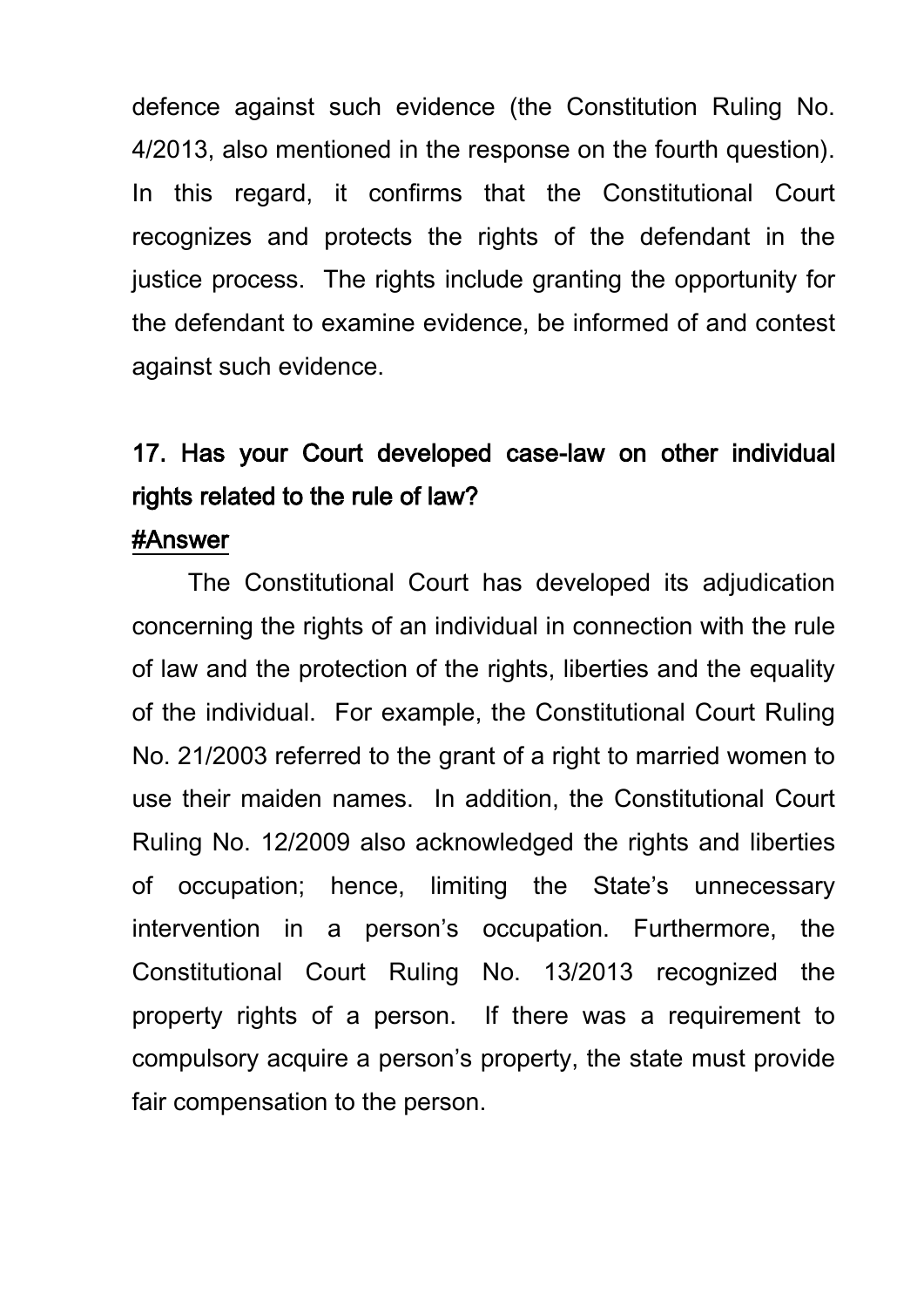defence against such evidence (the Constitution Ruling No. 4/2013, also mentioned in the response on the fourth question). In this regard, it confirms that the Constitutional Court recognizes and protects the rights of the defendant in the justice process. The rights include granting the opportunity for the defendant to examine evidence, be informed of and contest against such evidence.

## 17. Has your Court developed case-law on other individual rights related to the rule of law?

#Answer

The Constitutional Court has developed its adjudication concerning the rights of an individual in connection with the rule of law and the protection of the rights, liberties and the equality of the individual. For example, the Constitutional Court Ruling No. 21/2003 referred to the grant of a right to married women to use their maiden names. In addition, the Constitutional Court Ruling No. 12/2009 also acknowledged the rights and liberties of occupation; hence, limiting the State's unnecessary intervention in a person's occupation. Furthermore, the Constitutional Court Ruling No. 13/2013 recognized the property rights of a person. If there was a requirement to compulsory acquire a person's property, the state must provide fair compensation to the person.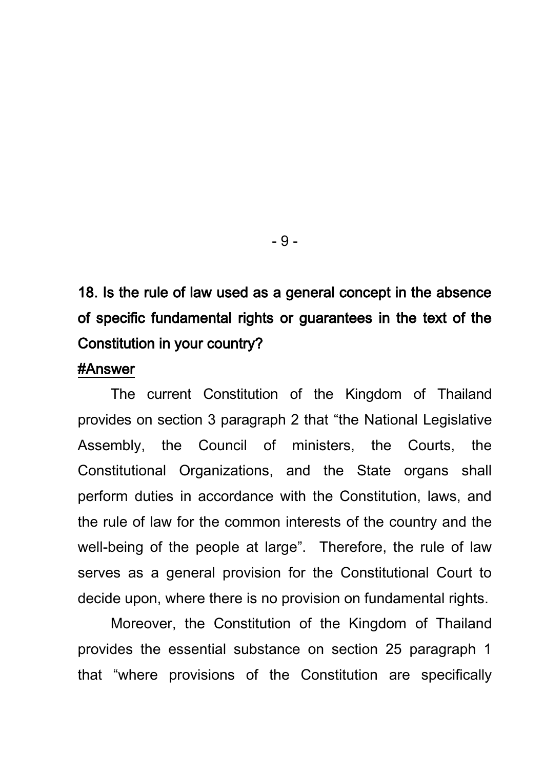**18. Is the rule of law used as a general concept in the absence of specific fundamental rights or guarantees in the text of the Constitution in your country?**

#Answer

The current Constitution of the Kingdom of Thailand provides on section 3 paragraph 2 that "the National Legislative Assembly, the Council of ministers, the Courts, the Constitutional Organizations, and the State organs shall perform duties in accordance with the Constitution, laws, and the rule of law for the common interests of the country and the well-being of the people at large". Therefore, the rule of law serves as a general provision for the Constitutional Court to decide upon, where there is no provision on fundamental rights.

Moreover, the Constitution of the Kingdom of Thailand provides the essential substance on section 25 paragraph 1 that "where provisions of the Constitution are specifically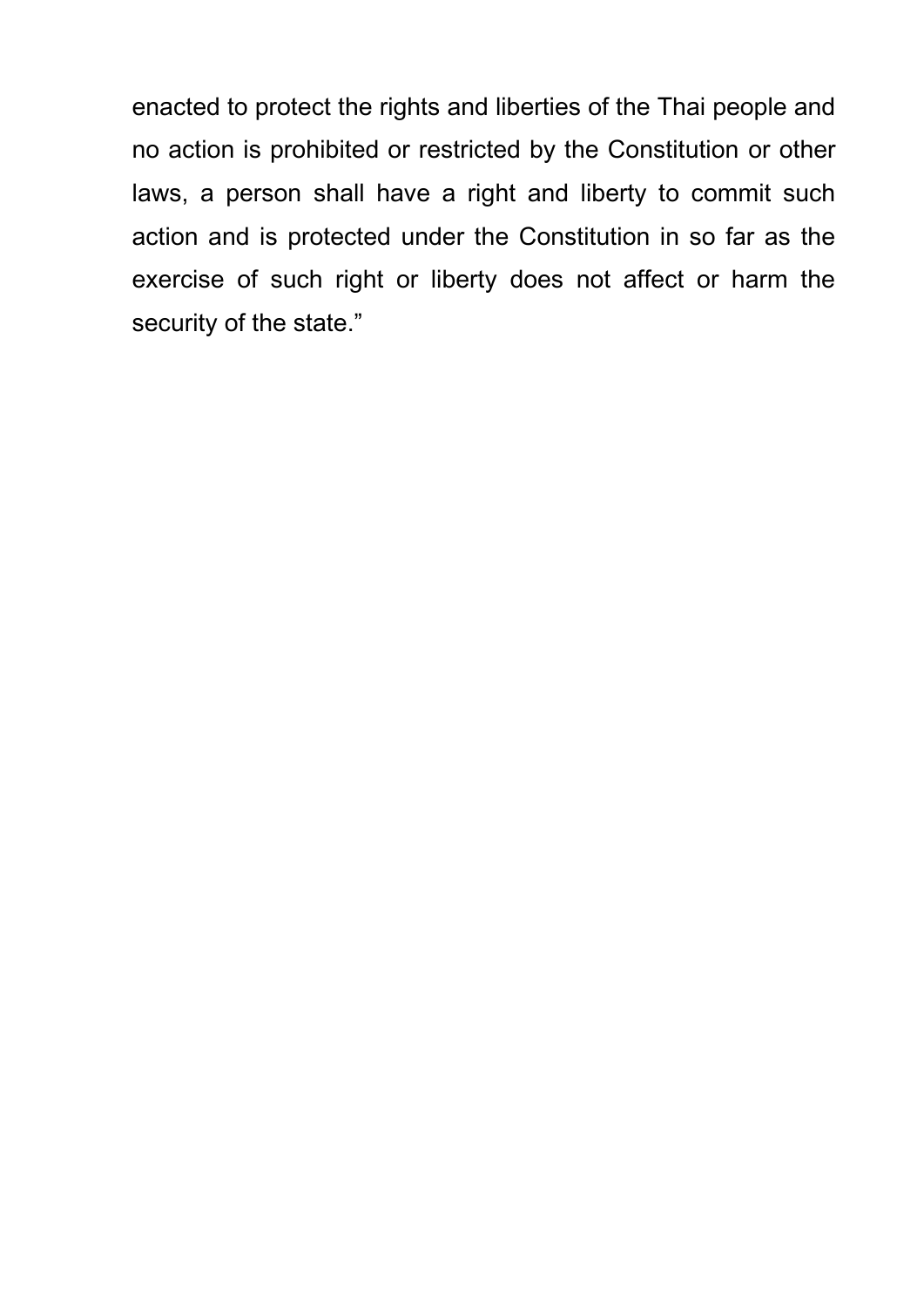enacted to protect the rights and liberties of the Thai people and no action is prohibited or restricted by the Constitution or other laws, a person shall have a right and liberty to commit such action and is protected under the Constitution in so far as the exercise of such right or liberty does not affect or harm the security of the state."